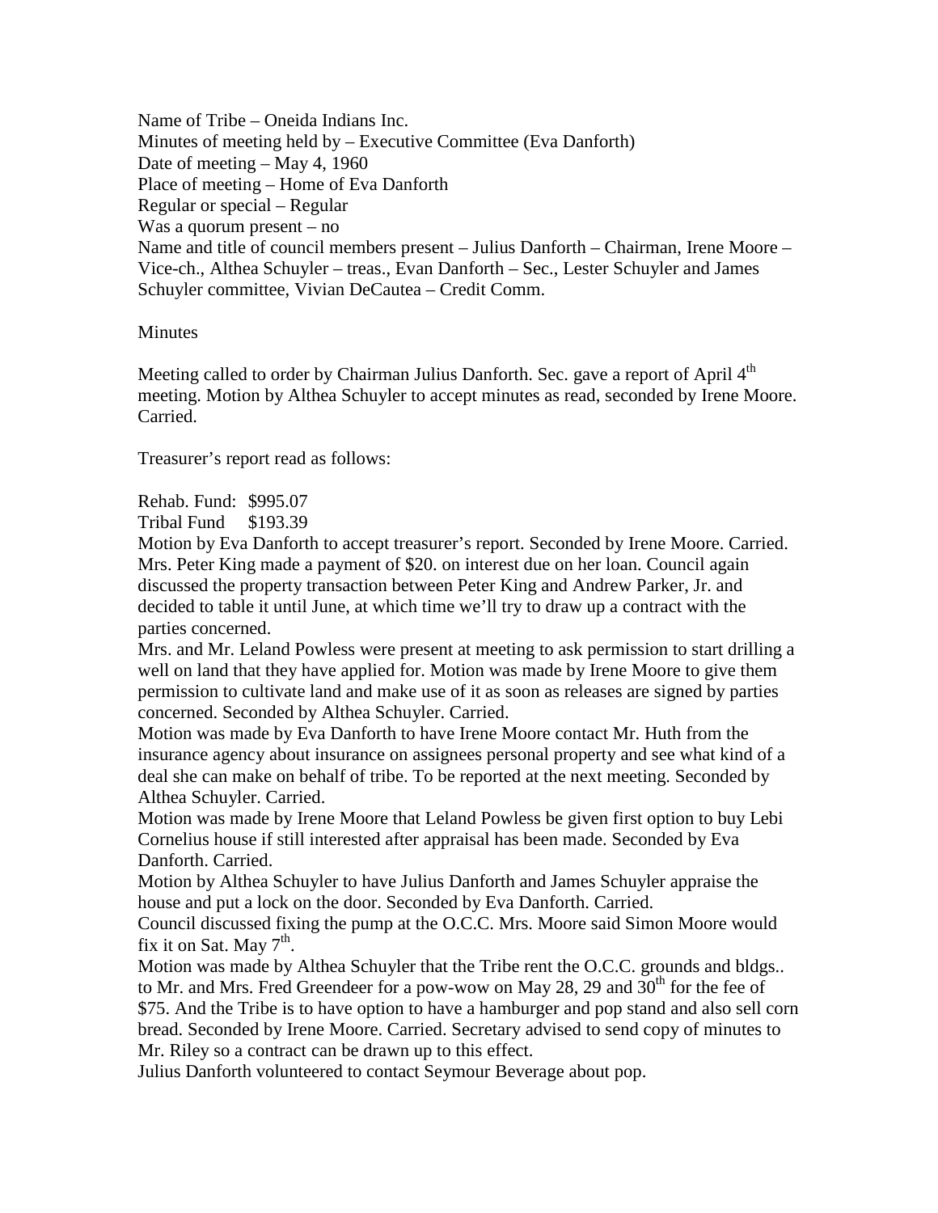Name of Tribe – Oneida Indians Inc.
Minutes of meeting held by – Executive Committee (Eva Danforth)
Date of meeting – May 4, 1960
Place of meeting – Home of Eva Danforth
Regular or special – Regular
Was a quorum present – no
Name and title of council members present – Julius Danforth – Chairman, Irene Moore – Vice-ch., Althea Schuyler – treas., Evan Danforth – Sec., Lester Schuyler and James Schuyler committee, Vivian DeCautea – Credit Comm.

Minutes

Meeting called to order by Chairman Julius Danforth. Sec. gave a report of April 4th meeting. Motion by Althea Schuyler to accept minutes as read, seconded by Irene Moore. Carried.

Treasurer's report read as follows:

Rehab. Fund: $995.07
Tribal Fund $193.39

Motion by Eva Danforth to accept treasurer's report. Seconded by Irene Moore. Carried.
Mrs. Peter King made a payment of $20. on interest due on her loan. Council again discussed the property transaction between Peter King and Andrew Parker, Jr. and decided to table it until June, at which time we'll try to draw up a contract with the parties concerned.
Mrs. and Mr. Leland Powless were present at meeting to ask permission to start drilling a well on land that they have applied for. Motion was made by Irene Moore to give them permission to cultivate land and make use of it as soon as releases are signed by parties concerned. Seconded by Althea Schuyler. Carried.
Motion was made by Eva Danforth to have Irene Moore contact Mr. Huth from the insurance agency about insurance on assignees personal property and see what kind of a deal she can make on behalf of tribe. To be reported at the next meeting. Seconded by Althea Schuyler. Carried.
Motion was made by Irene Moore that Leland Powless be given first option to buy Lebi Cornelius house if still interested after appraisal has been made. Seconded by Eva Danforth. Carried.
Motion by Althea Schuyler to have Julius Danforth and James Schuyler appraise the house and put a lock on the door. Seconded by Eva Danforth. Carried.
Council discussed fixing the pump at the O.C.C. Mrs. Moore said Simon Moore would fix it on Sat. May 7th.
Motion was made by Althea Schuyler that the Tribe rent the O.C.C. grounds and bldgs.. to Mr. and Mrs. Fred Greendeer for a pow-wow on May 28, 29 and 30th for the fee of $75. And the Tribe is to have option to have a hamburger and pop stand and also sell corn bread. Seconded by Irene Moore. Carried. Secretary advised to send copy of minutes to Mr. Riley so a contract can be drawn up to this effect.
Julius Danforth volunteered to contact Seymour Beverage about pop.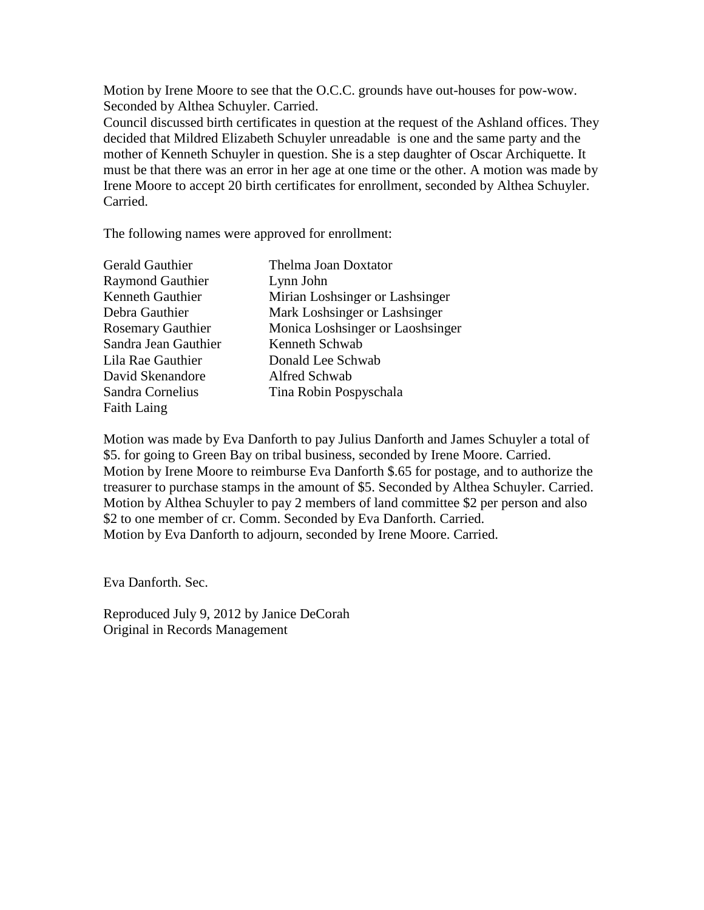Motion by Irene Moore to see that the O.C.C. grounds have out-houses for pow-wow. Seconded by Althea Schuyler. Carried.
Council discussed birth certificates in question at the request of the Ashland offices. They decided that Mildred Elizabeth Schuyler unreadable is one and the same party and the mother of Kenneth Schuyler in question. She is a step daughter of Oscar Archiquette. It must be that there was an error in her age at one time or the other. A motion was made by Irene Moore to accept 20 birth certificates for enrollment, seconded by Althea Schuyler. Carried.

The following names were approved for enrollment:

| | |
|---|---|
| Gerald Gauthier | Thelma Joan Doxtator |
| Raymond Gauthier | Lynn John |
| Kenneth Gauthier | Mirian Loshsinger or Lashsinger |
| Debra Gauthier | Mark Loshsinger or Lashsinger |
| Rosemary Gauthier | Monica Loshsinger or Laoshsinger |
| Sandra Jean Gauthier | Kenneth Schwab |
| Lila Rae Gauthier | Donald Lee Schwab |
| David Skenandore | Alfred Schwab |
| Sandra Cornelius | Tina Robin Pospyschala |
| Faith Laing | |

Motion was made by Eva Danforth to pay Julius Danforth and James Schuyler a total of $5. for going to Green Bay on tribal business, seconded by Irene Moore. Carried.
Motion by Irene Moore to reimburse Eva Danforth $.65 for postage, and to authorize the treasurer to purchase stamps in the amount of $5. Seconded by Althea Schuyler. Carried.
Motion by Althea Schuyler to pay 2 members of land committee $2 per person and also $2 to one member of cr. Comm. Seconded by Eva Danforth. Carried.
Motion by Eva Danforth to adjourn, seconded by Irene Moore. Carried.

Eva Danforth. Sec.

Reproduced July 9, 2012 by Janice DeCorah
Original in Records Management